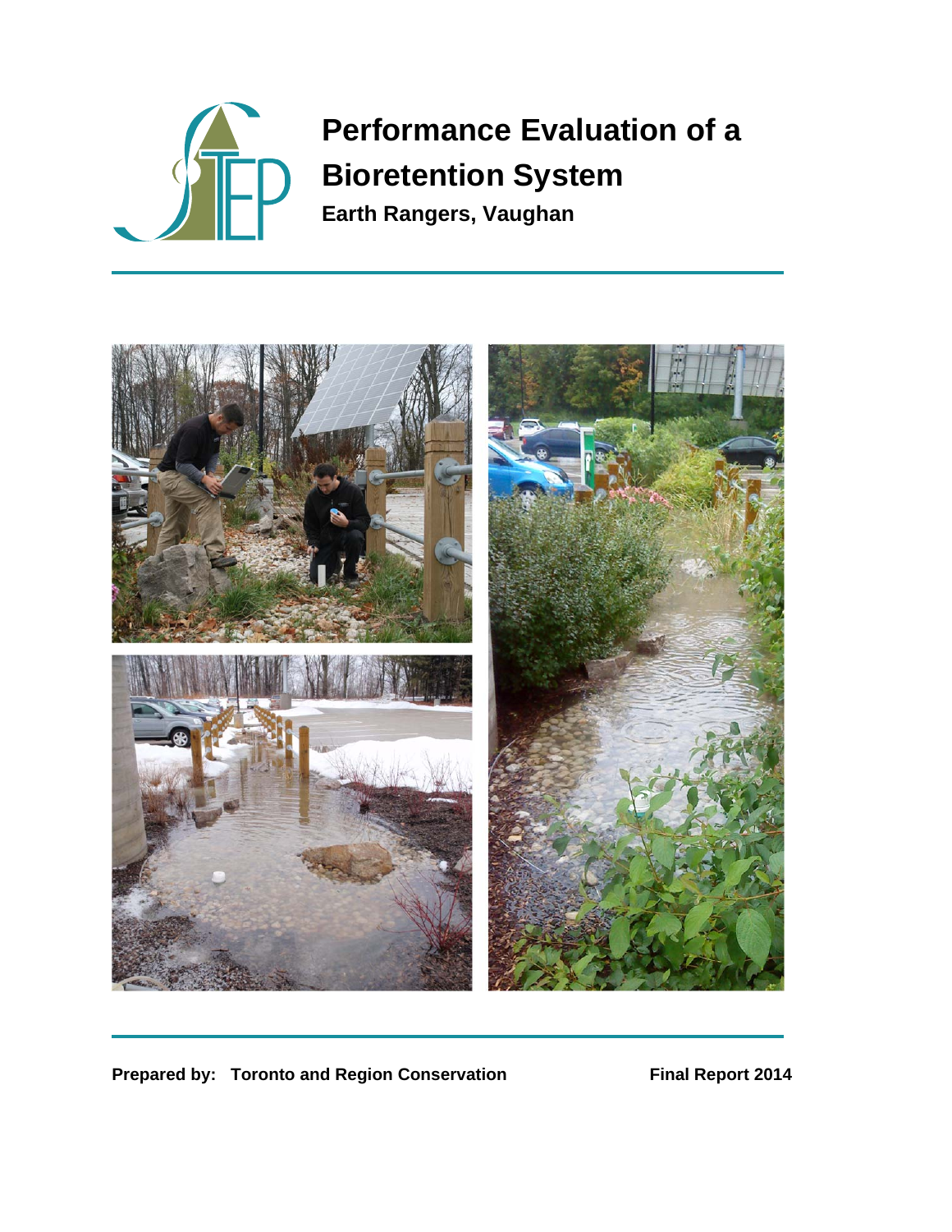# Performance Evaluation of a Bioretention System

**Earth Rangers, Vaughan**

**Prepared by: Toronto and Region Conservation**

**Final Report 2014**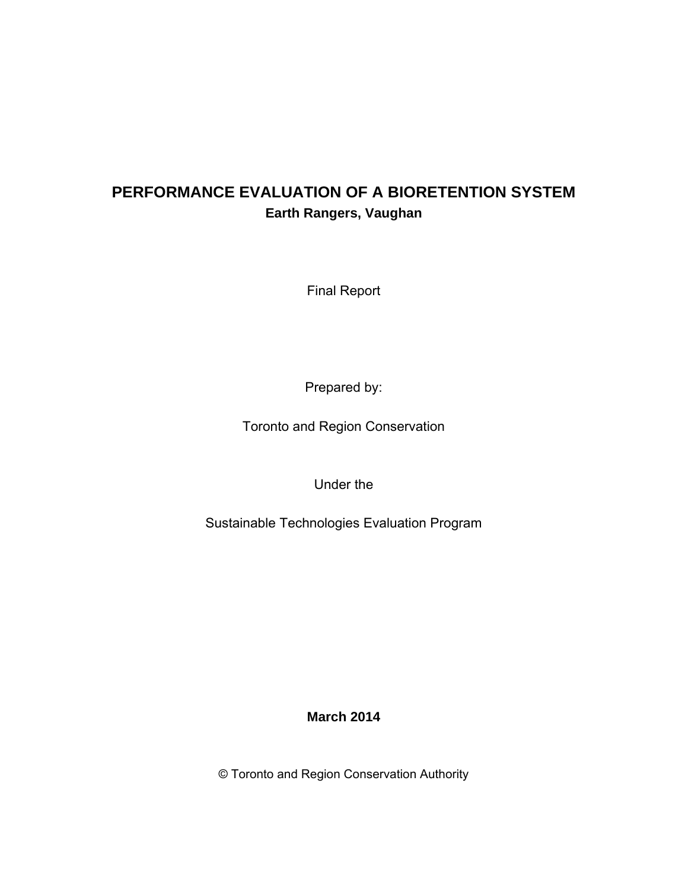# PERFORMANCE EVALUATION OF A BIORETENTION SYSTEM

**Earth Rangers, Vaughan**

Final Report

Prepared by:

Toronto and Region Conservation

Under the

Sustainable Technologies Evaluation Program

**March 2014**

© Toronto and Region Conservation Authority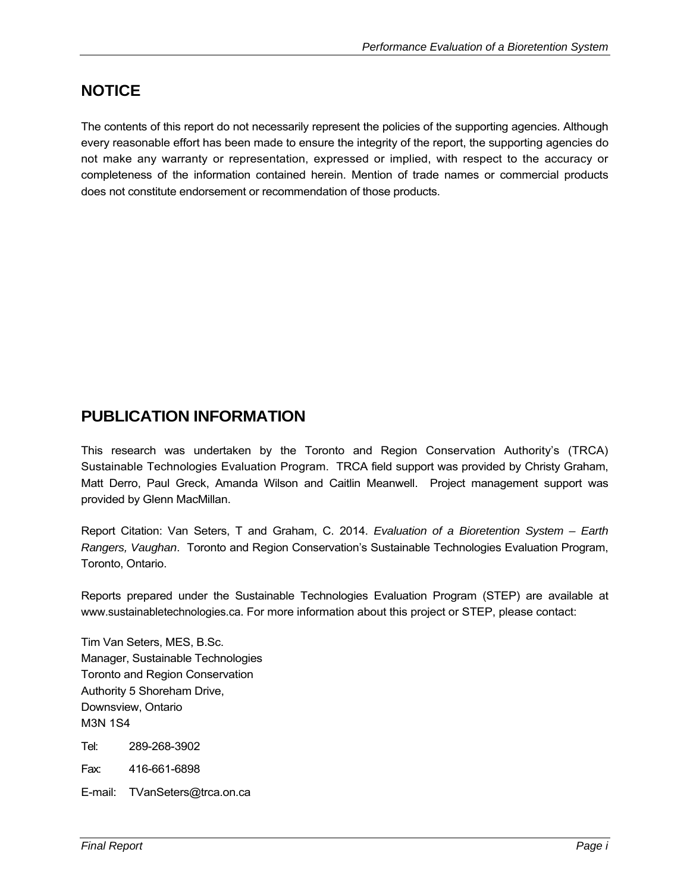## NOTICE

The contents of this report do not necessarily represent the policies of the supporting agencies. Although every reasonable effort has been made to ensure the integrity of the report, the supporting agencies do not make any warranty or representation, expressed or implied, with respect to the accuracy or completeness of the information contained herein. Mention of trade names or commercial products does not constitute endorsement or recommendation of those products.

## PUBLICATION INFORMATION

This research was undertaken by the Toronto and Region Conservation Authority's (TRCA) Sustainable Technologies Evaluation Program. TRCA field support was provided by Christy Graham, Matt Derro, Paul Greck, Amanda Wilson and Caitlin Meanwell. Project management support was provided by Glenn MacMillan.

Report Citation: Van Seters, T and Graham, C. 2014. *Evaluation of a Bioretention System – Earth Rangers, Vaughan*. Toronto and Region Conservation's Sustainable Technologies Evaluation Program, Toronto, Ontario.

Reports prepared under the Sustainable Technologies Evaluation Program (STEP) are available at www.sustainabletechnologies.ca. For more information about this project or STEP, please contact:

Tim Van Seters, MES, B.Sc.
Manager, Sustainable Technologies
Toronto and Region Conservation
Authority 5 Shoreham Drive,
Downsview, Ontario
M3N 1S4

Tel: 289-268-3902

Fax: 416-661-6898

E-mail: TVanSeters@trca.on.ca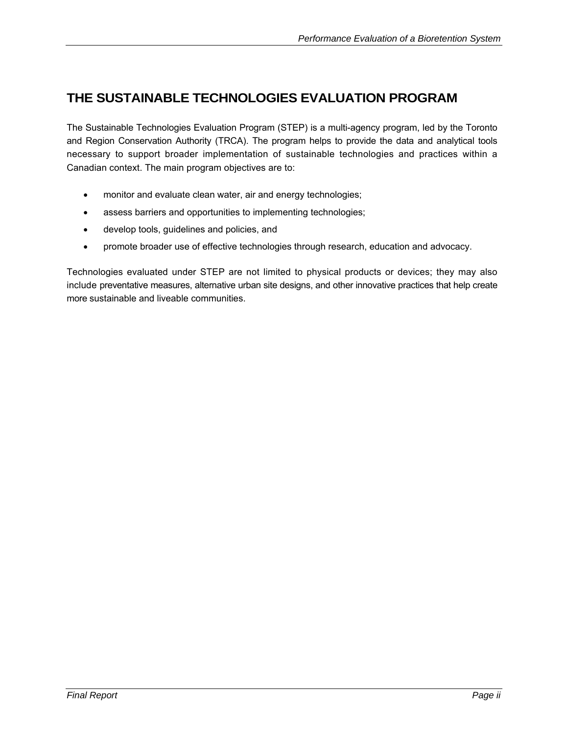# THE SUSTAINABLE TECHNOLOGIES EVALUATION PROGRAM

The Sustainable Technologies Evaluation Program (STEP) is a multi-agency program, led by the Toronto and Region Conservation Authority (TRCA). The program helps to provide the data and analytical tools necessary to support broader implementation of sustainable technologies and practices within a Canadian context. The main program objectives are to:

- monitor and evaluate clean water, air and energy technologies;
- assess barriers and opportunities to implementing technologies;
- develop tools, guidelines and policies, and
- promote broader use of effective technologies through research, education and advocacy.

Technologies evaluated under STEP are not limited to physical products or devices; they may also include preventative measures, alternative urban site designs, and other innovative practices that help create more sustainable and liveable communities.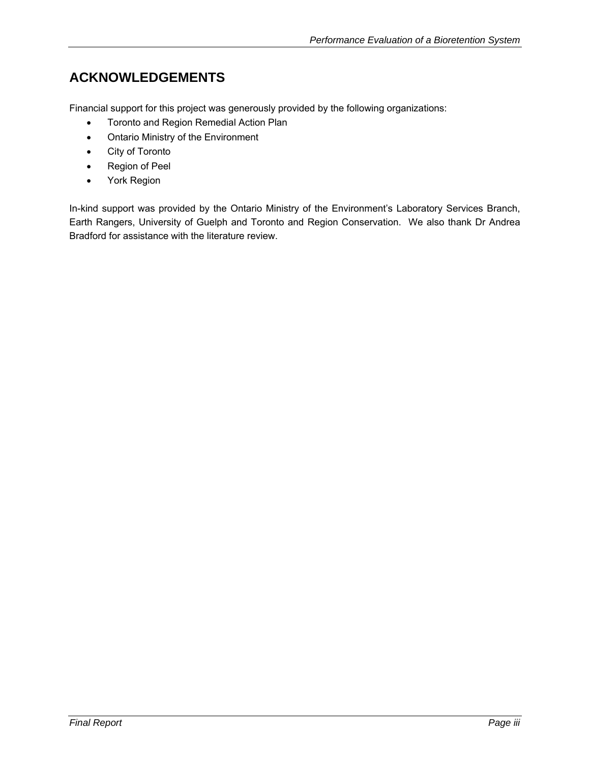# ACKNOWLEDGEMENTS

Financial support for this project was generously provided by the following organizations:

- Toronto and Region Remedial Action Plan
- Ontario Ministry of the Environment
- City of Toronto
- Region of Peel
- York Region

In-kind support was provided by the Ontario Ministry of the Environment's Laboratory Services Branch, Earth Rangers, University of Guelph and Toronto and Region Conservation. We also thank Dr Andrea Bradford for assistance with the literature review.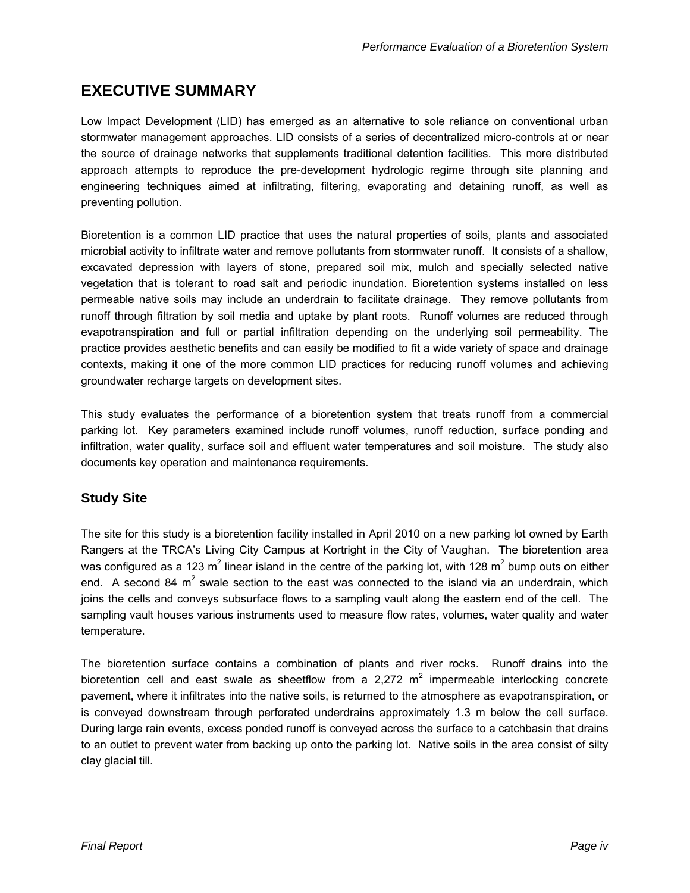# EXECUTIVE SUMMARY

Low Impact Development (LID) has emerged as an alternative to sole reliance on conventional urban stormwater management approaches. LID consists of a series of decentralized micro-controls at or near the source of drainage networks that supplements traditional detention facilities. This more distributed approach attempts to reproduce the pre-development hydrologic regime through site planning and engineering techniques aimed at infiltrating, filtering, evaporating and detaining runoff, as well as preventing pollution.

Bioretention is a common LID practice that uses the natural properties of soils, plants and associated microbial activity to infiltrate water and remove pollutants from stormwater runoff. It consists of a shallow, excavated depression with layers of stone, prepared soil mix, mulch and specially selected native vegetation that is tolerant to road salt and periodic inundation. Bioretention systems installed on less permeable native soils may include an underdrain to facilitate drainage. They remove pollutants from runoff through filtration by soil media and uptake by plant roots. Runoff volumes are reduced through evapotranspiration and full or partial infiltration depending on the underlying soil permeability. The practice provides aesthetic benefits and can easily be modified to fit a wide variety of space and drainage contexts, making it one of the more common LID practices for reducing runoff volumes and achieving groundwater recharge targets on development sites.

This study evaluates the performance of a bioretention system that treats runoff from a commercial parking lot. Key parameters examined include runoff volumes, runoff reduction, surface ponding and infiltration, water quality, surface soil and effluent water temperatures and soil moisture. The study also documents key operation and maintenance requirements.

## Study Site

The site for this study is a bioretention facility installed in April 2010 on a new parking lot owned by Earth Rangers at the TRCA's Living City Campus at Kortright in the City of Vaughan. The bioretention area was configured as a 123 $m^2$ linear island in the centre of the parking lot, with 128 $m^2$ bump outs on either end. A second 84 $m^2$ swale section to the east was connected to the island via an underdrain, which joins the cells and conveys subsurface flows to a sampling vault along the eastern end of the cell. The sampling vault houses various instruments used to measure flow rates, volumes, water quality and water temperature.

The bioretention surface contains a combination of plants and river rocks. Runoff drains into the bioretention cell and east swale as sheetflow from a 2,272 $m^2$ impermeable interlocking concrete pavement, where it infiltrates into the native soils, is returned to the atmosphere as evapotranspiration, or is conveyed downstream through perforated underdrains approximately 1.3 m below the cell surface. During large rain events, excess ponded runoff is conveyed across the surface to a catchbasin that drains to an outlet to prevent water from backing up onto the parking lot. Native soils in the area consist of silty clay glacial till.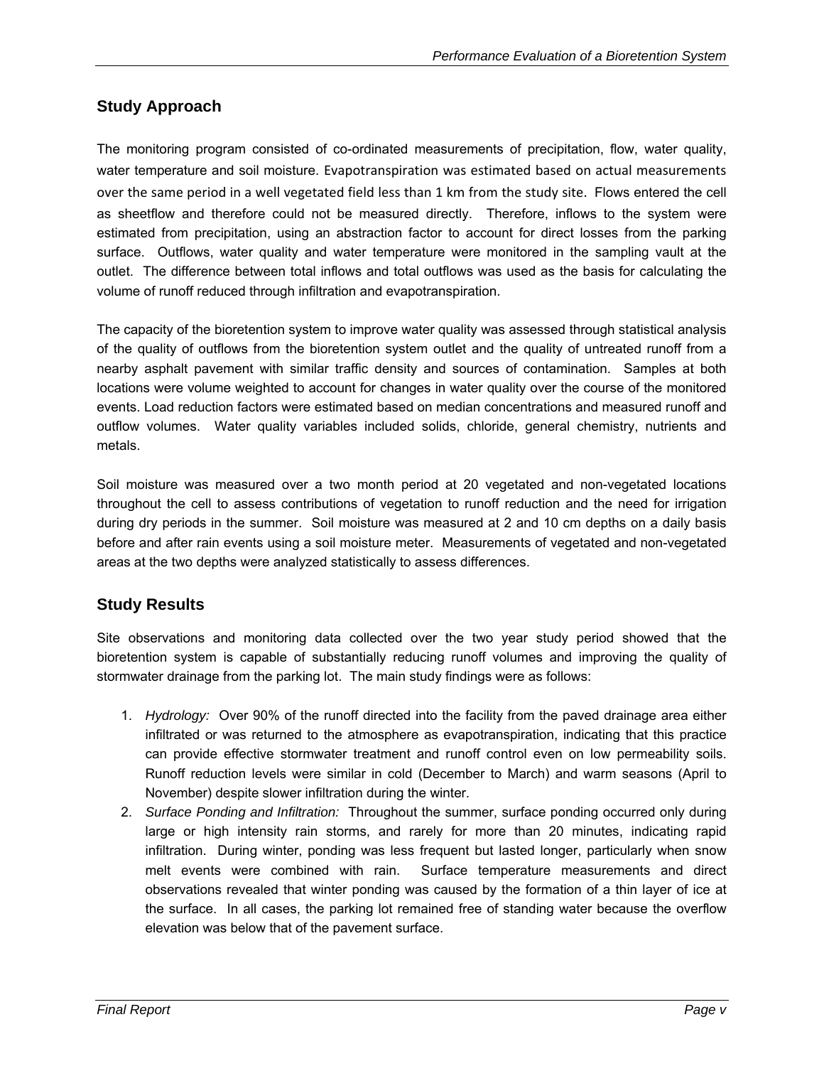## Study Approach

The monitoring program consisted of co-ordinated measurements of precipitation, flow, water quality, water temperature and soil moisture. Evapotranspiration was estimated based on actual measurements over the same period in a well vegetated field less than 1 km from the study site. Flows entered the cell as sheetflow and therefore could not be measured directly. Therefore, inflows to the system were estimated from precipitation, using an abstraction factor to account for direct losses from the parking surface. Outflows, water quality and water temperature were monitored in the sampling vault at the outlet. The difference between total inflows and total outflows was used as the basis for calculating the volume of runoff reduced through infiltration and evapotranspiration.

The capacity of the bioretention system to improve water quality was assessed through statistical analysis of the quality of outflows from the bioretention system outlet and the quality of untreated runoff from a nearby asphalt pavement with similar traffic density and sources of contamination. Samples at both locations were volume weighted to account for changes in water quality over the course of the monitored events. Load reduction factors were estimated based on median concentrations and measured runoff and outflow volumes. Water quality variables included solids, chloride, general chemistry, nutrients and metals.

Soil moisture was measured over a two month period at 20 vegetated and non-vegetated locations throughout the cell to assess contributions of vegetation to runoff reduction and the need for irrigation during dry periods in the summer. Soil moisture was measured at 2 and 10 cm depths on a daily basis before and after rain events using a soil moisture meter. Measurements of vegetated and non-vegetated areas at the two depths were analyzed statistically to assess differences.

## Study Results

Site observations and monitoring data collected over the two year study period showed that the bioretention system is capable of substantially reducing runoff volumes and improving the quality of stormwater drainage from the parking lot. The main study findings were as follows:

1. *Hydrology:* Over 90% of the runoff directed into the facility from the paved drainage area either infiltrated or was returned to the atmosphere as evapotranspiration, indicating that this practice can provide effective stormwater treatment and runoff control even on low permeability soils. Runoff reduction levels were similar in cold (December to March) and warm seasons (April to November) despite slower infiltration during the winter.
2. *Surface Ponding and Infiltration:* Throughout the summer, surface ponding occurred only during large or high intensity rain storms, and rarely for more than 20 minutes, indicating rapid infiltration. During winter, ponding was less frequent but lasted longer, particularly when snow melt events were combined with rain. Surface temperature measurements and direct observations revealed that winter ponding was caused by the formation of a thin layer of ice at the surface. In all cases, the parking lot remained free of standing water because the overflow elevation was below that of the pavement surface.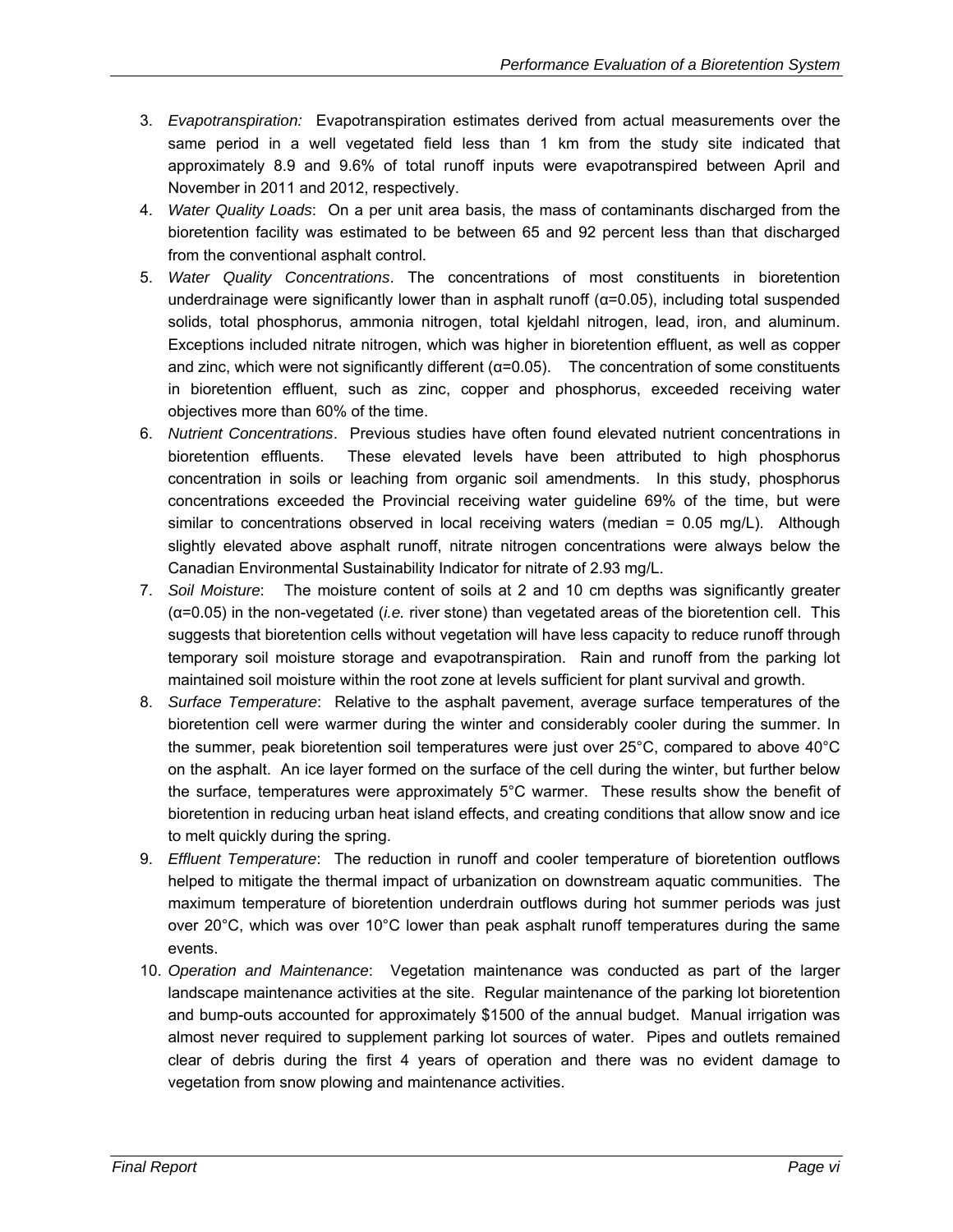3. *Evapotranspiration:* Evapotranspiration estimates derived from actual measurements over the same period in a well vegetated field less than 1 km from the study site indicated that approximately 8.9 and 9.6% of total runoff inputs were evapotranspired between April and November in 2011 and 2012, respectively.
4. *Water Quality Loads*: On a per unit area basis, the mass of contaminants discharged from the bioretention facility was estimated to be between 65 and 92 percent less than that discharged from the conventional asphalt control.
5. *Water Quality Concentrations*. The concentrations of most constituents in bioretention underdrainage were significantly lower than in asphalt runoff ($\alpha$=0.05), including total suspended solids, total phosphorus, ammonia nitrogen, total kjeldahl nitrogen, lead, iron, and aluminum. Exceptions included nitrate nitrogen, which was higher in bioretention effluent, as well as copper and zinc, which were not significantly different ($\alpha$=0.05). The concentration of some constituents in bioretention effluent, such as zinc, copper and phosphorus, exceeded receiving water objectives more than 60% of the time.
6. *Nutrient Concentrations*. Previous studies have often found elevated nutrient concentrations in bioretention effluents. These elevated levels have been attributed to high phosphorus concentration in soils or leaching from organic soil amendments. In this study, phosphorus concentrations exceeded the Provincial receiving water guideline 69% of the time, but were similar to concentrations observed in local receiving waters (median = 0.05 mg/L). Although slightly elevated above asphalt runoff, nitrate nitrogen concentrations were always below the Canadian Environmental Sustainability Indicator for nitrate of 2.93 mg/L.
7. *Soil Moisture*: The moisture content of soils at 2 and 10 cm depths was significantly greater ($\alpha$=0.05) in the non-vegetated (*i.e.* river stone) than vegetated areas of the bioretention cell. This suggests that bioretention cells without vegetation will have less capacity to reduce runoff through temporary soil moisture storage and evapotranspiration. Rain and runoff from the parking lot maintained soil moisture within the root zone at levels sufficient for plant survival and growth.
8. *Surface Temperature*: Relative to the asphalt pavement, average surface temperatures of the bioretention cell were warmer during the winter and considerably cooler during the summer. In the summer, peak bioretention soil temperatures were just over 25°C, compared to above 40°C on the asphalt. An ice layer formed on the surface of the cell during the winter, but further below the surface, temperatures were approximately 5°C warmer. These results show the benefit of bioretention in reducing urban heat island effects, and creating conditions that allow snow and ice to melt quickly during the spring.
9. *Effluent Temperature*: The reduction in runoff and cooler temperature of bioretention outflows helped to mitigate the thermal impact of urbanization on downstream aquatic communities. The maximum temperature of bioretention underdrain outflows during hot summer periods was just over 20°C, which was over 10°C lower than peak asphalt runoff temperatures during the same events.
10. *Operation and Maintenance*: Vegetation maintenance was conducted as part of the larger landscape maintenance activities at the site. Regular maintenance of the parking lot bioretention and bump-outs accounted for approximately $1500 of the annual budget. Manual irrigation was almost never required to supplement parking lot sources of water. Pipes and outlets remained clear of debris during the first 4 years of operation and there was no evident damage to vegetation from snow plowing and maintenance activities.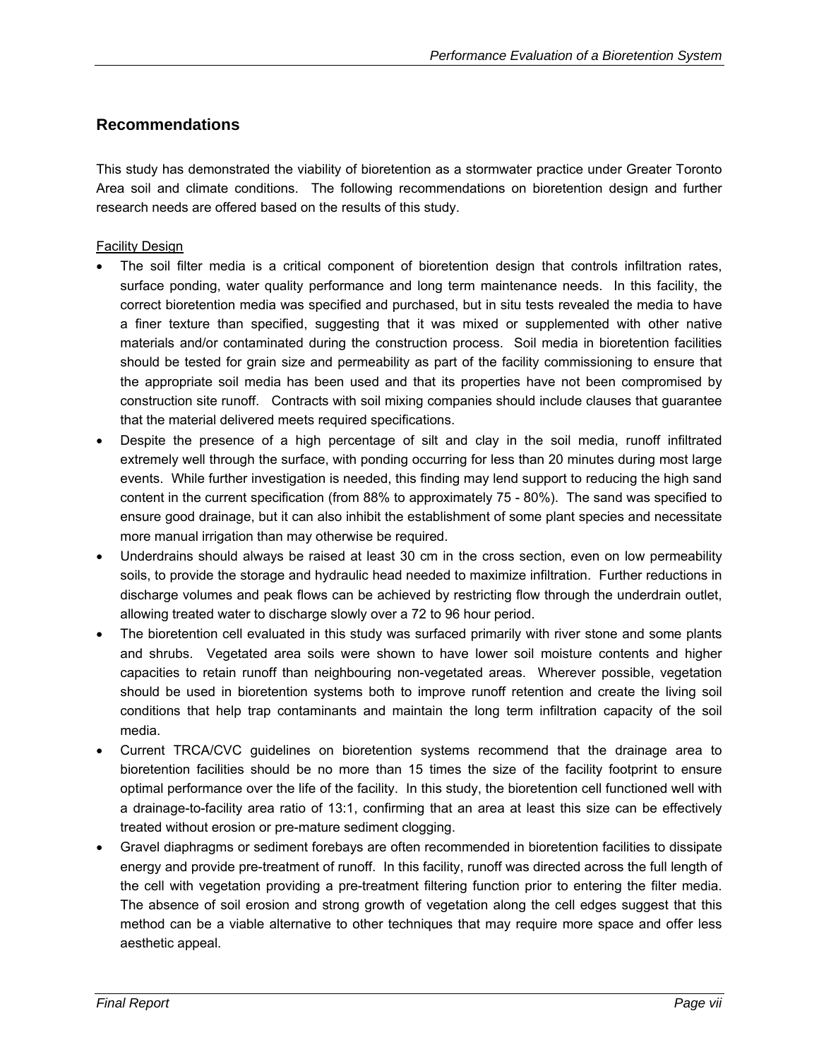## Recommendations

This study has demonstrated the viability of bioretention as a stormwater practice under Greater Toronto Area soil and climate conditions. The following recommendations on bioretention design and further research needs are offered based on the results of this study.

Facility Design

- The soil filter media is a critical component of bioretention design that controls infiltration rates, surface ponding, water quality performance and long term maintenance needs. In this facility, the correct bioretention media was specified and purchased, but in situ tests revealed the media to have a finer texture than specified, suggesting that it was mixed or supplemented with other native materials and/or contaminated during the construction process. Soil media in bioretention facilities should be tested for grain size and permeability as part of the facility commissioning to ensure that the appropriate soil media has been used and that its properties have not been compromised by construction site runoff. Contracts with soil mixing companies should include clauses that guarantee that the material delivered meets required specifications.
- Despite the presence of a high percentage of silt and clay in the soil media, runoff infiltrated extremely well through the surface, with ponding occurring for less than 20 minutes during most large events. While further investigation is needed, this finding may lend support to reducing the high sand content in the current specification (from 88% to approximately 75 - 80%). The sand was specified to ensure good drainage, but it can also inhibit the establishment of some plant species and necessitate more manual irrigation than may otherwise be required.
- Underdrains should always be raised at least 30 cm in the cross section, even on low permeability soils, to provide the storage and hydraulic head needed to maximize infiltration. Further reductions in discharge volumes and peak flows can be achieved by restricting flow through the underdrain outlet, allowing treated water to discharge slowly over a 72 to 96 hour period.
- The bioretention cell evaluated in this study was surfaced primarily with river stone and some plants and shrubs. Vegetated area soils were shown to have lower soil moisture contents and higher capacities to retain runoff than neighbouring non-vegetated areas. Wherever possible, vegetation should be used in bioretention systems both to improve runoff retention and create the living soil conditions that help trap contaminants and maintain the long term infiltration capacity of the soil media.
- Current TRCA/CVC guidelines on bioretention systems recommend that the drainage area to bioretention facilities should be no more than 15 times the size of the facility footprint to ensure optimal performance over the life of the facility. In this study, the bioretention cell functioned well with a drainage-to-facility area ratio of 13:1, confirming that an area at least this size can be effectively treated without erosion or pre-mature sediment clogging.
- Gravel diaphragms or sediment forebays are often recommended in bioretention facilities to dissipate energy and provide pre-treatment of runoff. In this facility, runoff was directed across the full length of the cell with vegetation providing a pre-treatment filtering function prior to entering the filter media. The absence of soil erosion and strong growth of vegetation along the cell edges suggest that this method can be a viable alternative to other techniques that may require more space and offer less aesthetic appeal.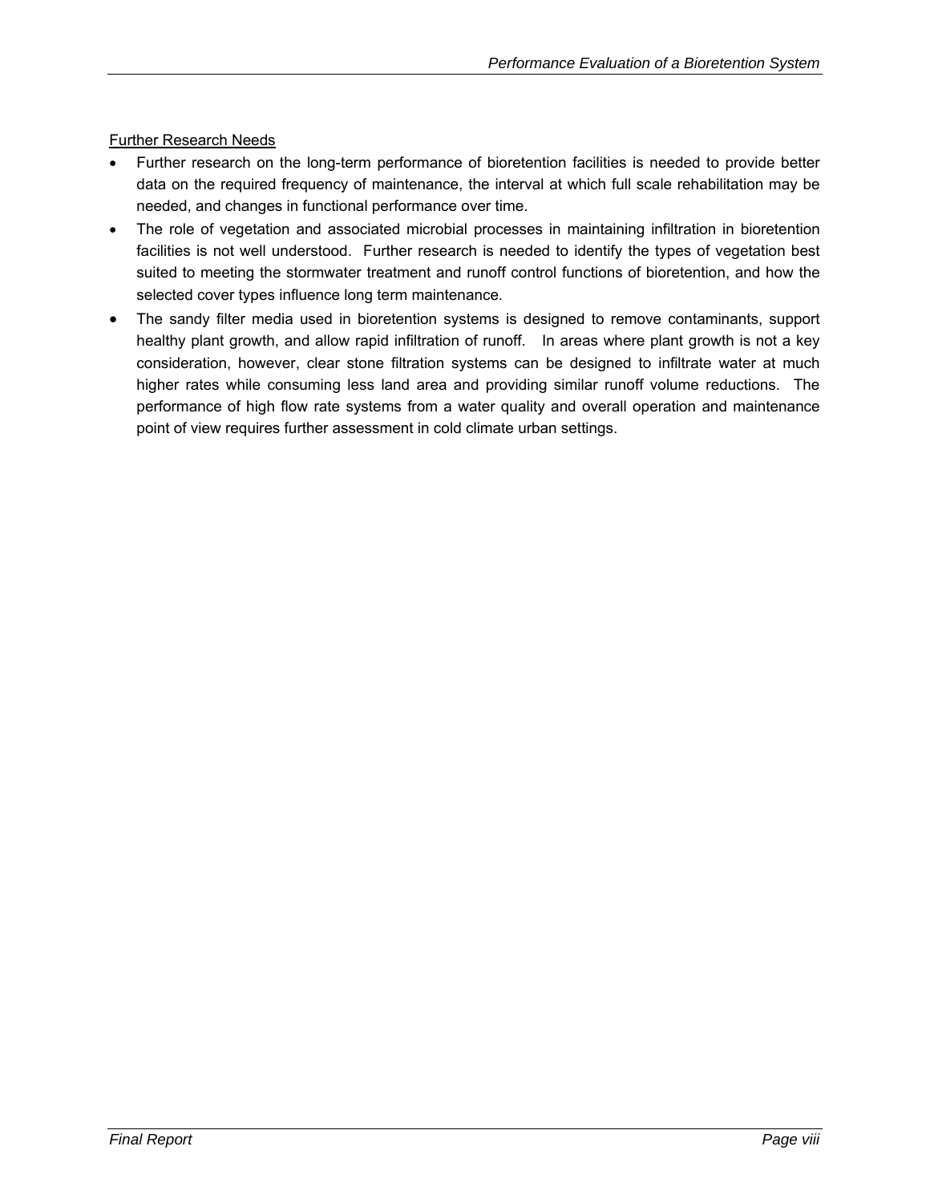Further Research Needs

- Further research on the long-term performance of bioretention facilities is needed to provide better data on the required frequency of maintenance, the interval at which full scale rehabilitation may be needed, and changes in functional performance over time.
- The role of vegetation and associated microbial processes in maintaining infiltration in bioretention facilities is not well understood. Further research is needed to identify the types of vegetation best suited to meeting the stormwater treatment and runoff control functions of bioretention, and how the selected cover types influence long term maintenance.
- The sandy filter media used in bioretention systems is designed to remove contaminants, support healthy plant growth, and allow rapid infiltration of runoff. In areas where plant growth is not a key consideration, however, clear stone filtration systems can be designed to infiltrate water at much higher rates while consuming less land area and providing similar runoff volume reductions. The performance of high flow rate systems from a water quality and overall operation and maintenance point of view requires further assessment in cold climate urban settings.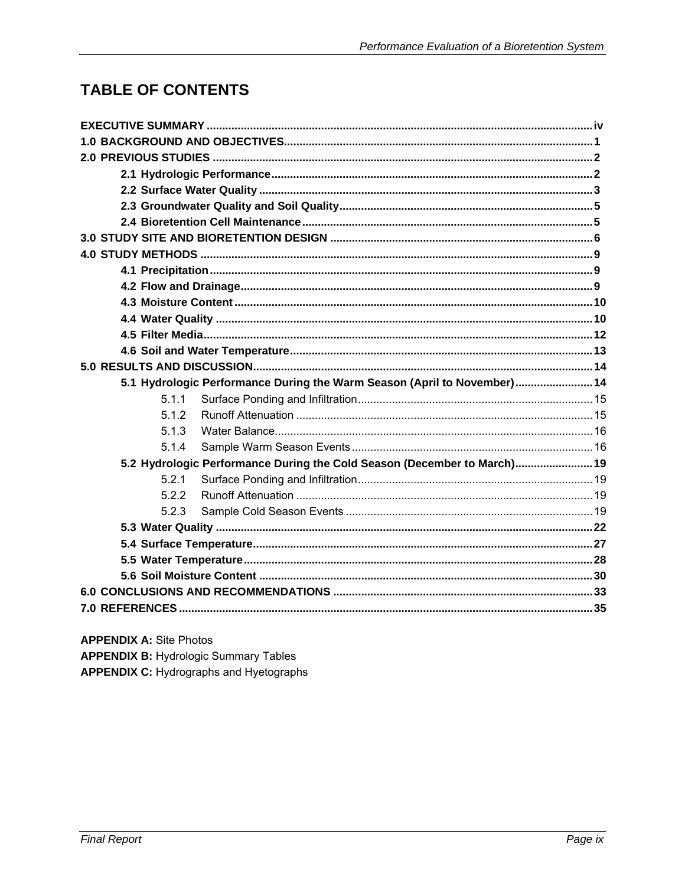# TABLE OF CONTENTS

**EXECUTIVE SUMMARY** ........ iv

**1.0 BACKGROUND AND OBJECTIVES** ........ 1

**2.0 PREVIOUS STUDIES** ........ 2

- **2.1 Hydrologic Performance** ........ 2
- **2.2 Surface Water Quality** ........ 3
- **2.3 Groundwater Quality and Soil Quality** ........ 5
- **2.4 Bioretention Cell Maintenance** ........ 5

**3.0 STUDY SITE AND BIORETENTION DESIGN** ........ 6

**4.0 STUDY METHODS** ........ 9

- **4.1 Precipitation** ........ 9
- **4.2 Flow and Drainage** ........ 9
- **4.3 Moisture Content** ........ 10
- **4.4 Water Quality** ........ 10
- **4.5 Filter Media** ........ 12
- **4.6 Soil and Water Temperature** ........ 13

**5.0 RESULTS AND DISCUSSION** ........ 14

- **5.1 Hydrologic Performance During the Warm Season (April to November)** ........ 14
  - 5.1.1 Surface Ponding and Infiltration ........ 15
  - 5.1.2 Runoff Attenuation ........ 15
  - 5.1.3 Water Balance ........ 16
  - 5.1.4 Sample Warm Season Events ........ 16
- **5.2 Hydrologic Performance During the Cold Season (December to March)** ........ 19
  - 5.2.1 Surface Ponding and Infiltration ........ 19
  - 5.2.2 Runoff Attenuation ........ 19
  - 5.2.3 Sample Cold Season Events ........ 19
- **5.3 Water Quality** ........ 22
- **5.4 Surface Temperature** ........ 27
- **5.5 Water Temperature** ........ 28
- **5.6 Soil Moisture Content** ........ 30

**6.0 CONCLUSIONS AND RECOMMENDATIONS** ........ 33

**7.0 REFERENCES** ........ 35

**APPENDIX A:** Site Photos

**APPENDIX B:** Hydrologic Summary Tables

**APPENDIX C:** Hydrographs and Hyetographs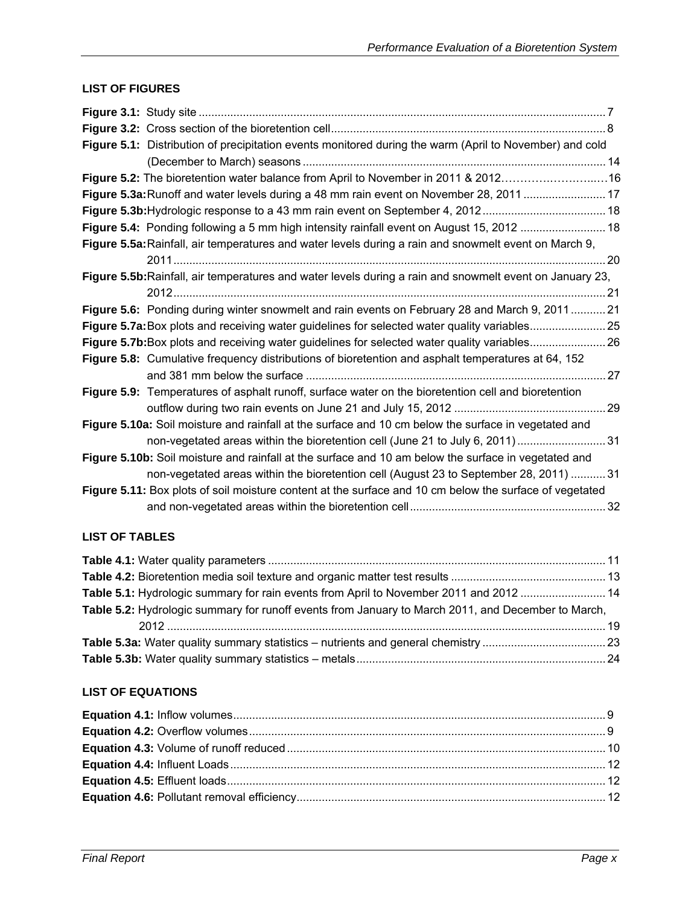## LIST OF FIGURES

**Figure 3.1:** Study site ........................................................................................................................ 7
**Figure 3.2:** Cross section of the bioretention cell ....................................................................................... 8
**Figure 5.1:** Distribution of precipitation events monitored during the warm (April to November) and cold (December to March) seasons ................................................................................................ 14
**Figure 5.2:** The bioretention water balance from April to November in 2011 & 2012……………………..…16
**Figure 5.3a:** Runoff and water levels during a 48 mm rain event on November 28, 2011 .......................... 17
**Figure 5.3b:** Hydrologic response to a 43 mm rain event on September 4, 2012 ....................................... 18
**Figure 5.4:** Ponding following a 5 mm high intensity rainfall event on August 15, 2012 ........................... 18
**Figure 5.5a:** Rainfall, air temperatures and water levels during a rain and snowmelt event on March 9, 2011 ........................................................................................................................................ 20
**Figure 5.5b:** Rainfall, air temperatures and water levels during a rain and snowmelt event on January 23, 2012 ........................................................................................................................................ 21
**Figure 5.6:** Ponding during winter snowmelt and rain events on February 28 and March 9, 2011 ........... 21
**Figure 5.7a:** Box plots and receiving water guidelines for selected water quality variables ........................ 25
**Figure 5.7b:** Box plots and receiving water guidelines for selected water quality variables ........................ 26
**Figure 5.8:** Cumulative frequency distributions of bioretention and asphalt temperatures at 64, 152 and 381 mm below the surface ............................................................................................... 27
**Figure 5.9:** Temperatures of asphalt runoff, surface water on the bioretention cell and bioretention outflow during two rain events on June 21 and July 15, 2012 ................................................ 29
**Figure 5.10a:** Soil moisture and rainfall at the surface and 10 cm below the surface in vegetated and non-vegetated areas within the bioretention cell (June 21 to July 6, 2011) ............................ 31
**Figure 5.10b:** Soil moisture and rainfall at the surface and 10 am below the surface in vegetated and non-vegetated areas within the bioretention cell (August 23 to September 28, 2011) ........... 31
**Figure 5.11:** Box plots of soil moisture content at the surface and 10 cm below the surface of vegetated and non-vegetated areas within the bioretention cell ............................................................ 32

## LIST OF TABLES

**Table 4.1:** Water quality parameters ........................................................................................................ 11
**Table 4.2:** Bioretention media soil texture and organic matter test results ................................................ 13
**Table 5.1:** Hydrologic summary for rain events from April to November 2011 and 2012 ........................... 14
**Table 5.2:** Hydrologic summary for runoff events from January to March 2011, and December to March, 2012 ......................................................................................................................................... 19
**Table 5.3a:** Water quality summary statistics – nutrients and general chemistry ....................................... 23
**Table 5.3b:** Water quality summary statistics – metals .............................................................................. 24

## LIST OF EQUATIONS

**Equation 4.1:** Inflow volumes ..................................................................................................................... 9
**Equation 4.2:** Overflow volumes ................................................................................................................. 9
**Equation 4.3:** Volume of runoff reduced .................................................................................................... 10
**Equation 4.4:** Influent Loads ...................................................................................................................... 12
**Equation 4.5:** Effluent loads ....................................................................................................................... 12
**Equation 4.6:** Pollutant removal efficiency ................................................................................................. 12